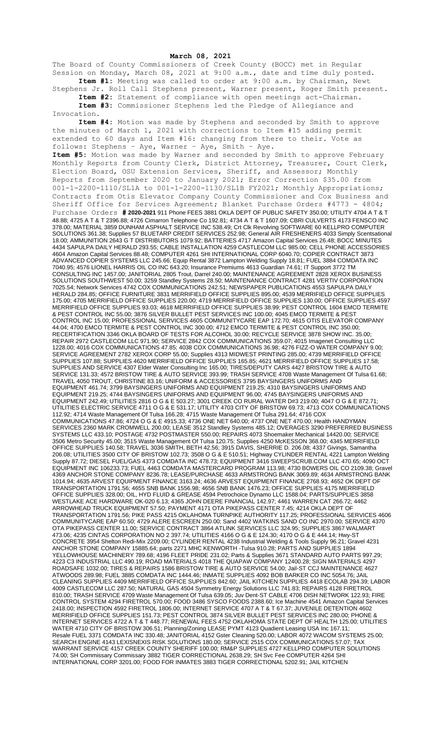**March 08, 2021**

The Board of County Commissioners of Creek County (BOCC) met in Regular Session on Monday, March 08, 2021 at 9:00 a.m., date and time duly posted.

**Item #1:** Meeting was called to order at 9:00 a.m. by Chairman, Newt Stephens Jr. Roll Call Stephens present, Warner present, Roger Smith present.

**Item #2:** Statement of compliance with open meetings act-Chairman.

**Item #3:** Commissioner Stephens led the Pledge of Allegiance and Invocation.

**Item #4:** Motion was made by Stephens and seconded by Smith to approve the minutes of March 1, 2021 with corrections to Item #15 adding permit extended to 60 days and Item #16: changing from there to their. Vote as follows: Stephens – Aye, Warner – Aye, Smith – Aye.

**Item #5:** Motion was made by Warner and seconded by Smith to approve February Monthly Reports from County Clerk, District Attorney, Treasurer, Court Clerk, Election Board, OSU Extension Services, Sheriff, and Assessor; Monthly Reports from September 2020 to January 2021; Error Correction $35.00 from 001-1-2200-1110/SL1A to 001-1-2200-1130/SL1B FY2021; Monthly Appropriations; Contracts from Otis Elevator Company County Commissioner and Cox Business and Sheriff Office for Services Agreement; Blanket Purchase Orders #4773 - 4804; Purchase Orders **# 2020-2021** 911 Phone FEES 3881 OKLA DEPT OF PUBLIC SAFETY 350.00; UTILITY 4704 A T & T 48.88; 4725 A T & T 2396.88; 4726 Cimarron Telephone Co 192.81; 4734 A T & T 1607.09; CBRI CULVERTS 4173 FENSCO INC 378.00; MATERIAL 3859 DUNHAM ASPHALT SERVICE INC 538.49; Crt Clk Revolving SOFTWARE 60 KELLPRO COMPUTER SOLUTIONS 361.38; Supplies 57 BLUETARP CREDIT SERVICES 252.98; General AIR FRESHENERS 4033 Simply Scentsational 18.00; AMMUNITION 2643 G T DISTRIBUTORS 1079.92; BATTERIES 4717 Amazon Capital Services 26.48; BOCC MINUTES 4434 SAPULPA DAILY HERALD 293.55; CABLE INSTALLATION 4259 CASTLECOM LLC 985.00; CELL PHONE ACCESSORIES 4604 Amazon Capital Services 88.48; COMPUTER 4261 SHI INTERNATIONAL CORP 6040.70; COPIER CONTRACT 3873 ADVANCED COPIER SYSTEMS LLC 245.66; Equip Rental 3872 Lampton Welding Supply 18.81; FUEL 3884 COMDATA INC 7040.95; 4576 LIONEL HARRIS OIL CO INC 643.20; Insurance Premiums 4613 Guardian 74.61; IT Support 3772 TM CONSULTING INC 1457.00; JANITORIAL 2805 Trout, Darrel 240.00; MAINTENANCE AGREEMENT 2828 XEROX BUSINESS SOLUTIONS SOUTHWEST 50.00; 3259 Standley Systems 28.50; MAINTENANCE CONTRACT 4281 VERTIV CORPORATION 7025.54; Network Services 4742 COX COMMUNICATIONS 242.51; NEWSPAPER PUBLICATIONS 4553 SAPULPA DAILY HERALD 284.85; OFFICE FURNITURE 3831 MERRIFIELD OFFICE SUPPLIES 895.00; 4539 MERRIFIELD OFFICE SUPPLIES 175.00; 4705 MERRIFIELD OFFICE SUPPLIES 220.00; 4719 MERRIFIELD OFFICE SUPPLIES 130.00; OFFICE SUPPLIES 4597 MERRIFIELD OFFICE SUPPLIES 93.03; 4618 MERRIFIELD OFFICE SUPPLIES 38.99; PEST CONTROL 1604 EMCO TERMITE & PEST CONTROL INC 55.00; 3876 SILVER BULLET PEST SERVICES INC 100.00; 4045 EMCO TERMITE & PEST CONTROL INC 15.00; PROFESSIONAL SERVICES 4605 COMMUNITYCARE EAP 172.70; 4615 OTIS ELEVATOR COMPANY 44.04; 4700 EMCO TERMITE & PEST CONTROL INC 300.00; 4712 EMCO TERMITE & PEST CONTROL INC 350.00; RECERTIFICATION 3346 OKLA BOARD OF TESTS FOR ALCOHOL 30.00; RECYCLE SERVICE 3878 SHOW INC. 35.00; REPAIR 2972 CASTLECOM LLC 971.90; SERVICE 2842 COX COMMUNICATIONS 359.07; 4015 Imagenet Consulting LLC 1228.00; 4016 COX COMMUNICATIONS 47.85; 4038 COX COMMUNICATIONS 36.98; 4276 FIZZ-O WATER COMPANY 9.00; SERVICE AGREEMENT 2782 XEROX CORP 55.00; Supplies 4313 MIDWEST PRINTING 285.00; 4739 MERRIFIELD OFFICE SUPPLIES 107.88; SUPPLIES 4620 MERRIFIELD OFFICE SUPPLIES 165.85; 4621 MERRIFIELD OFFICE SUPPLIES 17.58; SUPPLIES AND SERVICE 4307 Elder Water Consulting Inc 165.00; TIRES/DEPUTY CARS 4427 BRISTOW TIRE & AUTO SERVICE 131.33; 4572 BRISTOW TIRE & AUTO SERVICE 393.99; TRASH SERVICE 4708 Waste Management Of Tulsa 61.68; TRAVEL 4050 TROUT, CHRISTINE 83.16; UNIFORM & ACCESSORIES 3795 BAYSINGERS UNIFORMS AND EQUIPMENT 461.74; 3799 BAYSINGERS UNIFORMS AND EQUIPMENT 219.25; 4310 BAYSINGERS UNIFORMS AND EQUIPMENT 219.25; 4744 BAYSINGERS UNIFORMS AND EQUIPMENT 96.00; 4745 BAYSINGERS UNIFORMS AND EQUIPMENT 242.49; UTILITIES 2816 O G & E 503.27; 3001 CREEK CO RURAL WATER D#3 219.00; 4047 O G & E 872.71; UTILITIES ELECTRIC SERVICE 4711 O G & E 531.17; UTILITY 4703 CITY OF BRISTOW 69.73; 4713 COX COMMUNICATIONS 112.92; 4714 Waste Management Of Tulsa 166.28; 4715 Waste Management Of Tulsa 291.64; 4716 COX COMMUNICATIONS 47.86; 4724 O G & E 4915.33; 4736 ONE NET 640.00; 4737 ONE NET 470.00; Health HANDYMAN SERVICES 2360 MARK CROMWELL 200.00; LEASE 3512 Standley Systems 485.12; OVERAGES 3290 PREFERRED BUSINESS SYSTEMS LLC 433.10; POSTAGE 4732 POSTMASTER 550.00; REPAIRS 4073 Shoemaker Mechanical 14420.00; SERVICE 3506 Metro Security 45.00; 3515 Waste Management Of Tulsa 120.75; Supplies 4250 McKESSON 368.00; 4345 MERRIFIELD OFFICE SUPPLIES 140.58; TRAVEL 3036 SMITH, BETH 42.56; 3915 DAVIS, SHERRIE D. 206.08; 4337 Givings, Samantha 206.08; UTILITIES 3500 CITY OF BRISTOW 102.73; 3508 O G & E 510.51; Highway CYLINDER RENTAL 4221 Lampton Welding Supply 87.72; DIESEL FUEL/GAS 4373 COMDATA INC 478.73; EQUIPMENT 3416 SWEEPSCRUB.COM LLC 470.65; 4090 OCT EQUIPMENT INC 106233.73; FUEL 4463 COMDATA MASTERCARD PROGRAM 113.98; 4730 BOWERS OIL CO 2109.38; Gravel 4369 ANCHOR STONE COMPANY 8236.78; LEASE/PURCHASE 4633 ARMSTRONG BANK 3069.89; 4634 ARMSTRONG BANK 1014.94; 4635 ARVEST EQUIPMENT FINANCE 3163.24; 4636 ARVEST EQUIPMENT FINANCE 2768.93; 4652 OK DEPT OF TRANSPORTATION 1791.56; 4655 SNB BANK 1556.98; 4656 SNB BANK 1476.23; OFFICE SUPPLIES 4175 MERRIFIELD OFFICE SUPPLIES 328.00; OIL, HYD FLUID & GREASE 4594 Petrochoice Dynamo LLC 1588.04; PARTS/SUPPLIES 3858 WESTLAKE ACE HARDWARE OK-020 6.13; 4365 JOHN DEERE FINANCIAL 142.97; 4461 WARREN CAT 266.72; 4462 ARROWHEAD TRUCK EQUIPMENT 57.50; PAYMENT 4171 OTA PIKEPASS CENTER 7.45; 4214 OKLA DEPT OF TRANSPORTATION 1791.56; PIKE PASS 4215 OKLAHOMA TURNPIKE AUTHORITY 117.25; PROFESSIONAL SERVICES 4606 COMMUNITYCARE EAP 60.50; 4729 ALERE ESCREEN 250.00; Sand 4402 WATKINS SAND CO INC 2970.00; SERVICE 4370 OTA PIKEPASS CENTER 11.00; SERVICE CONTRACT 3864 ATLINK SERVICES LLC 324.95; SUPPLIES 3867 WALMART 473.06; 4235 CINTAS CORPORATION NO 2 397.74; UTILITIES 4166 O G & E 124.30; 4170 O G & E 444.14; Hwy-ST CONCRETE 3954 Shelton Redi-Mix 2209.00; CYLINDER RENTAL 4238 Industrial Welding & Tools Supply 96.21; Gravel 4231 ANCHOR STONE COMPANY 15885.64; parts 2271 MHC KENWORTH -Tulsa 910.28; PARTS AND SUPPLIES 1894 YELLOWHOUSE MACHINERY 789.68; 4196 FLEET PRIDE 231.02; Parts & Supplies 3671 STANDARD AUTO PARTS 997.29; 4223 C3 INDUSTRIAL LLC 490.19; ROAD MATERIALS 4018 THE QUAPAW COMPANY 12400.28; SIGN MATERIALS 4297 ROADSAFE 1032.00; TIRES & REPAIRS 1586 BRISTOW TIRE & AUTO SERVICE 54.00; Jail-ST CCJ MAINTENANCE 4627 ATWOODS 289.98; FUEL 3885 COMDATA INC 1444.46; INMATE SUPPLIES 4092 BOB BARKER CO INC 5054.76; JAIL CLEANING SUPPLIES 4409 MERRIFIELD OFFICE SUPPLIES 842.60; JAIL KITCHEN SUPPLIES 4418 ECOLAB 294.39; LABOR 4009 CASTLECOM LLC 287.50; NATURAL GAS 4504 Symmetry Energy Solutions LLC 741.83; REPAIRS 4128 FIRETROL 810.00; TRASH SERVICE 4709 Waste Management Of Tulsa 639.05; Juv Dent-ST CABLE 4706 DISH NETWORK 122.93; FIRE CONTROL SYSTEM 4294 FIRETROL 570.00; FOOD 3486 SYSCO FOODS 2388.60; Ice Machine 4541 Amazon Capital Services 2418.00; INSPECTION 4592 FIRETROL 1806.00; INTERNET SERVICE 4707 A T & T 67.37; JUVENILE DETENTION 4602 MERRIFIELD OFFICE SUPPLIES 151.73; PEST CONTROL 3874 SILVER BULLET PEST SERVICES INC 280.00; PHONE & INTERNET SERVICES 4722 A T & T 448.77; RENEWAL FEES 4752 OKLAHOMA STATE DEPT OF HEALTH 125.00; UTILITIES WATER 4710 CITY OF BRISTOW 306.51; Planning/Zoning LEASE PYMT 4123 Quadient Leasing USA Inc 167.11; Resale FUEL 3371 COMDATA INC 330.48; JANITORIAL 4152 Gster Cleaning 520.00; LABOR 4072 WACOM SYSTEMS 25.00; SEARCH ENGINE 4143 LEXISNEXIS RISK SOLUTIONS 180.00; SERVICE 2515 COX COMMUNICATIONS 57.07; TAX WARRANT SERVICE 4157 CREEK COUNTY SHERIFF 100.00; RM&P SUPPLIES 4727 KELLPRO COMPUTER SOLUTIONS 74.00; SH Commissary Commissary 3882 TIGER CORRECTIONAL 2638.29; SH Svc Fee COMPUTER 4264 SHI INTERNATIONAL CORP 3201.00; FOOD FOR INMATES 3883 TIGER CORRECTIONAL 5202.91; JAIL KITCHEN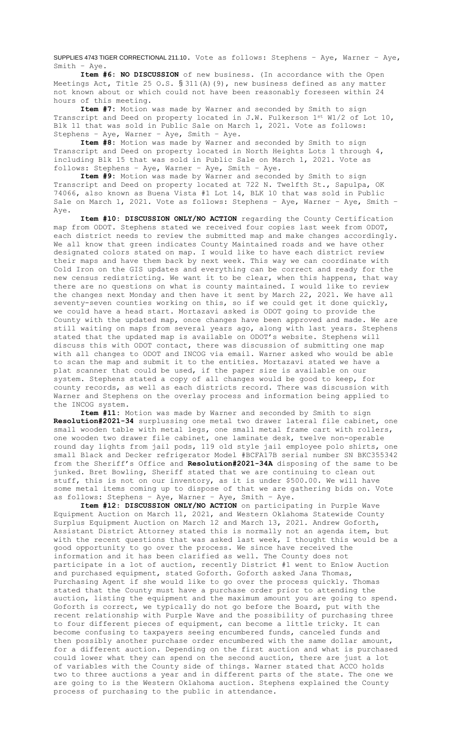SUPPLIES 4743 TIGER CORRECTIONAL 211.10. Vote as follows: Stephens – Aye, Warner – Aye, Smith – Aye.

**Item #6: NO DISCUSSION** of new business. (In accordance with the Open Meetings Act, Title 25 O.S. § 311(A)(9), new business defined as any matter not known about or which could not have been reasonably foreseen within 24 hours of this meeting.

**Item #7:** Motion was made by Warner and seconded by Smith to sign Transcript and Deed on property located in J.W. Fulkerson 1st W1/2 of Lot 10, Blk 11 that was sold in Public Sale on March 1, 2021. Vote as follows: Stephens – Aye, Warner – Aye, Smith – Aye.

**Item #8:** Motion was made by Warner and seconded by Smith to sign Transcript and Deed on property located in North Heights Lots 1 through 4, including Blk 15 that was sold in Public Sale on March 1, 2021. Vote as follows: Stephens – Aye, Warner – Aye, Smith – Aye.

**Item #9:** Motion was made by Warner and seconded by Smith to sign Transcript and Deed on property located at 722 N. Twelfth St., Sapulpa, OK 74066, also known as Buena Vista #1 Lot 14, BLK 10 that was sold in Public Sale on March 1, 2021. Vote as follows: Stephens – Aye, Warner – Aye, Smith – Aye.

**Item #10: DISCUSSION ONLY/NO ACTION** regarding the County Certification map from ODOT. Stephens stated we received four copies last week from ODOT, each district needs to review the submitted map and make changes accordingly. We all know that green indicates County Maintained roads and we have other designated colors stated on map. I would like to have each district review their maps and have them back by next week. This way we can coordinate with Cold Iron on the GIS updates and everything can be correct and ready for the new census redistricting. We want it to be clear, when this happens, that way there are no questions on what is county maintained. I would like to review the changes next Monday and then have it sent by March 22, 2021. We have all seventy-seven counties working on this, so if we could get it done quickly, we could have a head start. Mortazavi asked is ODOT going to provide the County with the updated map, once changes have been approved and made. We are still waiting on maps from several years ago, along with last years. Stephens stated that the updated map is available on ODOT's website. Stephens will discuss this with ODOT contact, there was discussion of submitting one map with all changes to ODOT and INCOG via email. Warner asked who would be able to scan the map and submit it to the entities. Mortazavi stated we have a plat scanner that could be used, if the paper size is available on our system. Stephens stated a copy of all changes would be good to keep, for county records, as well as each districts record. There was discussion with Warner and Stephens on the overlay process and information being applied to the INCOG system.

**Item #11:** Motion was made by Warner and seconded by Smith to sign **Resolution#2021-34** surplussing one metal two drawer lateral file cabinet, one small wooden table with metal legs, one small metal frame cart with rollers, one wooden two drawer file cabinet, one laminate desk, twelve non-operable round day lights from jail pods, 119 old style jail employee polo shirts, one small Black and Decker refrigerator Model #BCFA17B serial number SN BKC355342 from the Sheriff's Office and **Resolution#2021-34A** disposing of the same to be junked. Bret Bowling, Sheriff stated that we are continuing to clean out stuff, this is not on our inventory, as it is under $500.00. We will have some metal items coming up to dispose of that we are gathering bids on. Vote as follows: Stephens – Aye, Warner – Aye, Smith – Aye.

**Item #12: DISCUSSION ONLY/NO ACTION** on participating in Purple Wave Equipment Auction on March 11, 2021, and Western Oklahoma Statewide County Surplus Equipment Auction on March 12 and March 13, 2021. Andrew Goforth, Assistant District Attorney stated this is normally not an agenda item, but with the recent questions that was asked last week, I thought this would be a good opportunity to go over the process. We since have received the information and it has been clarified as well. The County does not participate in a lot of auction, recently District #1 went to Enlow Auction and purchased equipment, stated Goforth. Goforth asked Jana Thomas, Purchasing Agent if she would like to go over the process quickly. Thomas stated that the County must have a purchase order prior to attending the auction, listing the equipment and the maximum amount you are going to spend. Goforth is correct, we typically do not go before the Board, put with the recent relationship with Purple Wave and the possibility of purchasing three to four different pieces of equipment, can become a little tricky. It can become confusing to taxpayers seeing encumbered funds, canceled funds and then possibly another purchase order encumbered with the same dollar amount, for a different auction. Depending on the first auction and what is purchased could lower what they can spend on the second auction, there are just a lot of variables with the County side of things. Warner stated that ACCO holds two to three auctions a year and in different parts of the state. The one we are going to is the Western Oklahoma auction. Stephens explained the County process of purchasing to the public in attendance.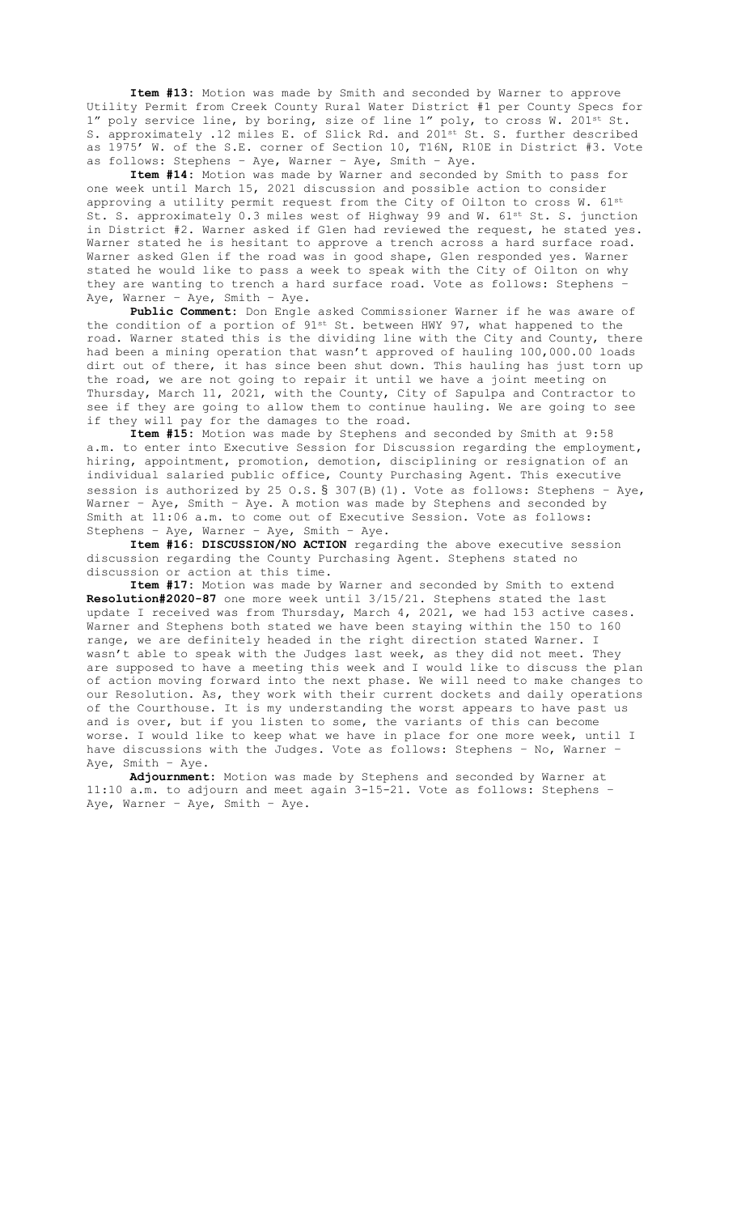**Item #13:** Motion was made by Smith and seconded by Warner to approve Utility Permit from Creek County Rural Water District #1 per County Specs for 1" poly service line, by boring, size of line 1" poly, to cross W. 201st St. S. approximately .12 miles E. of Slick Rd. and 201st St. S. further described as 1975' W. of the S.E. corner of Section 10, T16N, R10E in District #3. Vote as follows: Stephens – Aye, Warner – Aye, Smith – Aye.

**Item #14:** Motion was made by Warner and seconded by Smith to pass for one week until March 15, 2021 discussion and possible action to consider approving a utility permit request from the City of Oilton to cross W. 61st St. S. approximately 0.3 miles west of Highway 99 and W. 61st St. S. junction in District #2. Warner asked if Glen had reviewed the request, he stated yes. Warner stated he is hesitant to approve a trench across a hard surface road. Warner asked Glen if the road was in good shape, Glen responded yes. Warner stated he would like to pass a week to speak with the City of Oilton on why they are wanting to trench a hard surface road. Vote as follows: Stephens – Aye, Warner – Aye, Smith – Aye.

**Public Comment:** Don Engle asked Commissioner Warner if he was aware of the condition of a portion of 91st St. between HWY 97, what happened to the road. Warner stated this is the dividing line with the City and County, there had been a mining operation that wasn't approved of hauling 100,000.00 loads dirt out of there, it has since been shut down. This hauling has just torn up the road, we are not going to repair it until we have a joint meeting on Thursday, March 11, 2021, with the County, City of Sapulpa and Contractor to see if they are going to allow them to continue hauling. We are going to see if they will pay for the damages to the road.

**Item #15:** Motion was made by Stephens and seconded by Smith at 9:58 a.m. to enter into Executive Session for Discussion regarding the employment, hiring, appointment, promotion, demotion, disciplining or resignation of an individual salaried public office, County Purchasing Agent. This executive session is authorized by 25 O.S. § 307(B)(1). Vote as follows: Stephens – Aye, Warner – Aye, Smith – Aye. A motion was made by Stephens and seconded by Smith at 11:06 a.m. to come out of Executive Session. Vote as follows: Stephens – Aye, Warner – Aye, Smith – Aye.

**Item #16: DISCUSSION/NO ACTION** regarding the above executive session discussion regarding the County Purchasing Agent. Stephens stated no discussion or action at this time.

**Item #17:** Motion was made by Warner and seconded by Smith to extend **Resolution#2020-87** one more week until 3/15/21. Stephens stated the last update I received was from Thursday, March 4, 2021, we had 153 active cases. Warner and Stephens both stated we have been staying within the 150 to 160 range, we are definitely headed in the right direction stated Warner. I wasn't able to speak with the Judges last week, as they did not meet. They are supposed to have a meeting this week and I would like to discuss the plan of action moving forward into the next phase. We will need to make changes to our Resolution. As, they work with their current dockets and daily operations of the Courthouse. It is my understanding the worst appears to have past us and is over, but if you listen to some, the variants of this can become worse. I would like to keep what we have in place for one more week, until I have discussions with the Judges. Vote as follows: Stephens – No, Warner – Aye, Smith – Aye.

**Adjournment:** Motion was made by Stephens and seconded by Warner at 11:10 a.m. to adjourn and meet again 3-15-21. Vote as follows: Stephens – Aye, Warner – Aye, Smith – Aye.